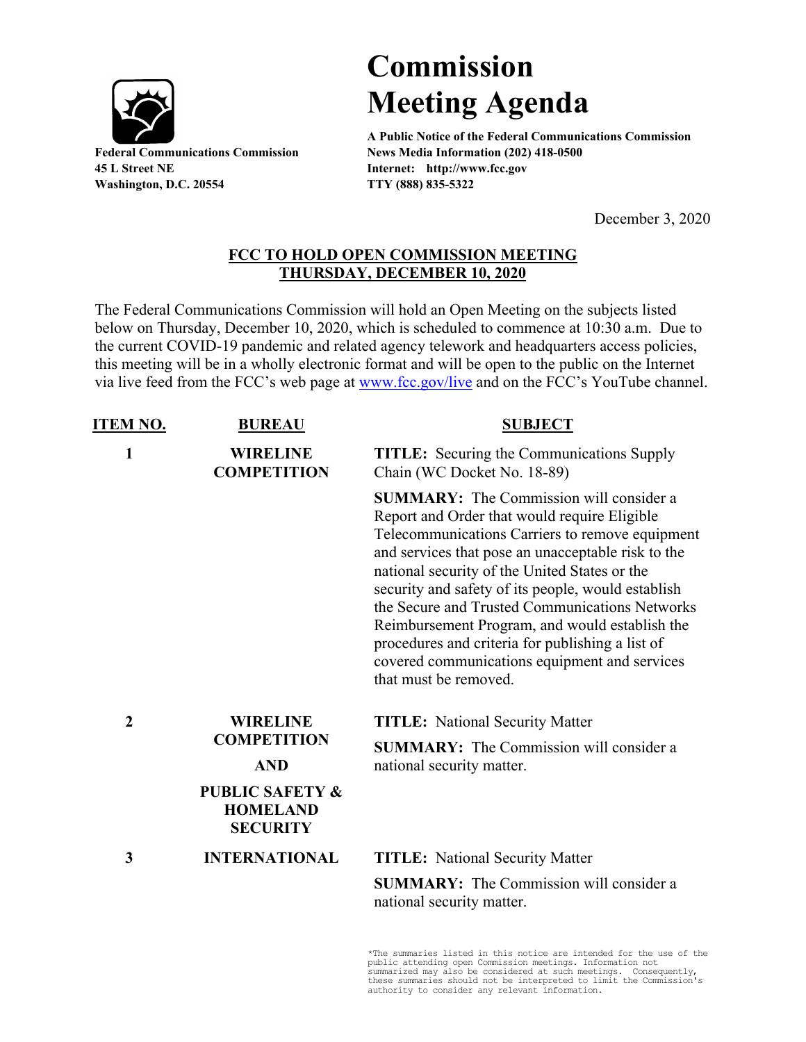**Federal Communications Commission**
**45 L Street NE**
**Washington, D.C. 20554**

# Commission Meeting Agenda

**A Public Notice of the Federal Communications Commission**
**News Media Information (202) 418-0500**
**Internet: http://www.fcc.gov**
**TTY (888) 835-5322**

December 3, 2020

## FCC TO HOLD OPEN COMMISSION MEETING THURSDAY, DECEMBER 10, 2020

The Federal Communications Commission will hold an Open Meeting on the subjects listed below on Thursday, December 10, 2020, which is scheduled to commence at 10:30 a.m. Due to the current COVID-19 pandemic and related agency telework and headquarters access policies, this meeting will be in a wholly electronic format and will be open to the public on the Internet via live feed from the FCC's web page at www.fcc.gov/live and on the FCC's YouTube channel.

| ITEM NO. | BUREAU | SUBJECT |
|---|---|---|
| 1 | WIRELINE COMPETITION | **TITLE:** Securing the Communications Supply Chain (WC Docket No. 18-89)<br><br>**SUMMARY:** The Commission will consider a Report and Order that would require Eligible Telecommunications Carriers to remove equipment and services that pose an unacceptable risk to the national security of the United States or the security and safety of its people, would establish the Secure and Trusted Communications Networks Reimbursement Program, and would establish the procedures and criteria for publishing a list of covered communications equipment and services that must be removed. |
| 2 | WIRELINE COMPETITION AND PUBLIC SAFETY & HOMELAND SECURITY | **TITLE:** National Security Matter<br><br>**SUMMARY:** The Commission will consider a national security matter. |
| 3 | INTERNATIONAL | **TITLE:** National Security Matter<br><br>**SUMMARY:** The Commission will consider a national security matter. |

*The summaries listed in this notice are intended for the use of the public attending open Commission meetings. Information not summarized may also be considered at such meetings. Consequently, these summaries should not be interpreted to limit the Commission's authority to consider any relevant information.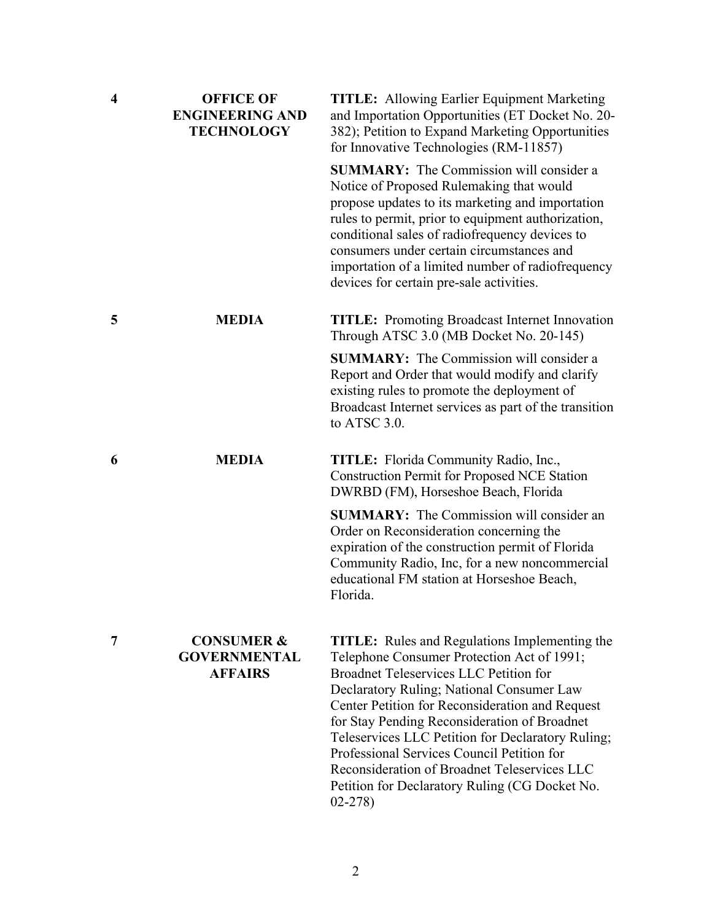| | | |
|---|---|---|
| **4** | **OFFICE OF ENGINEERING AND TECHNOLOGY** | **TITLE:** Allowing Earlier Equipment Marketing and Importation Opportunities (ET Docket No. 20-382); Petition to Expand Marketing Opportunities for Innovative Technologies (RM-11857)<br><br>**SUMMARY:** The Commission will consider a Notice of Proposed Rulemaking that would propose updates to its marketing and importation rules to permit, prior to equipment authorization, conditional sales of radiofrequency devices to consumers under certain circumstances and importation of a limited number of radiofrequency devices for certain pre-sale activities. |
| **5** | **MEDIA** | **TITLE:** Promoting Broadcast Internet Innovation Through ATSC 3.0 (MB Docket No. 20-145)<br><br>**SUMMARY:** The Commission will consider a Report and Order that would modify and clarify existing rules to promote the deployment of Broadcast Internet services as part of the transition to ATSC 3.0. |
| **6** | **MEDIA** | **TITLE:** Florida Community Radio, Inc., Construction Permit for Proposed NCE Station DWRBD (FM), Horseshoe Beach, Florida<br><br>**SUMMARY:** The Commission will consider an Order on Reconsideration concerning the expiration of the construction permit of Florida Community Radio, Inc, for a new noncommercial educational FM station at Horseshoe Beach, Florida. |
| **7** | **CONSUMER & GOVERNMENTAL AFFAIRS** | **TITLE:** Rules and Regulations Implementing the Telephone Consumer Protection Act of 1991; Broadnet Teleservices LLC Petition for Declaratory Ruling; National Consumer Law Center Petition for Reconsideration and Request for Stay Pending Reconsideration of Broadnet Teleservices LLC Petition for Declaratory Ruling; Professional Services Council Petition for Reconsideration of Broadnet Teleservices LLC Petition for Declaratory Ruling (CG Docket No. 02-278) |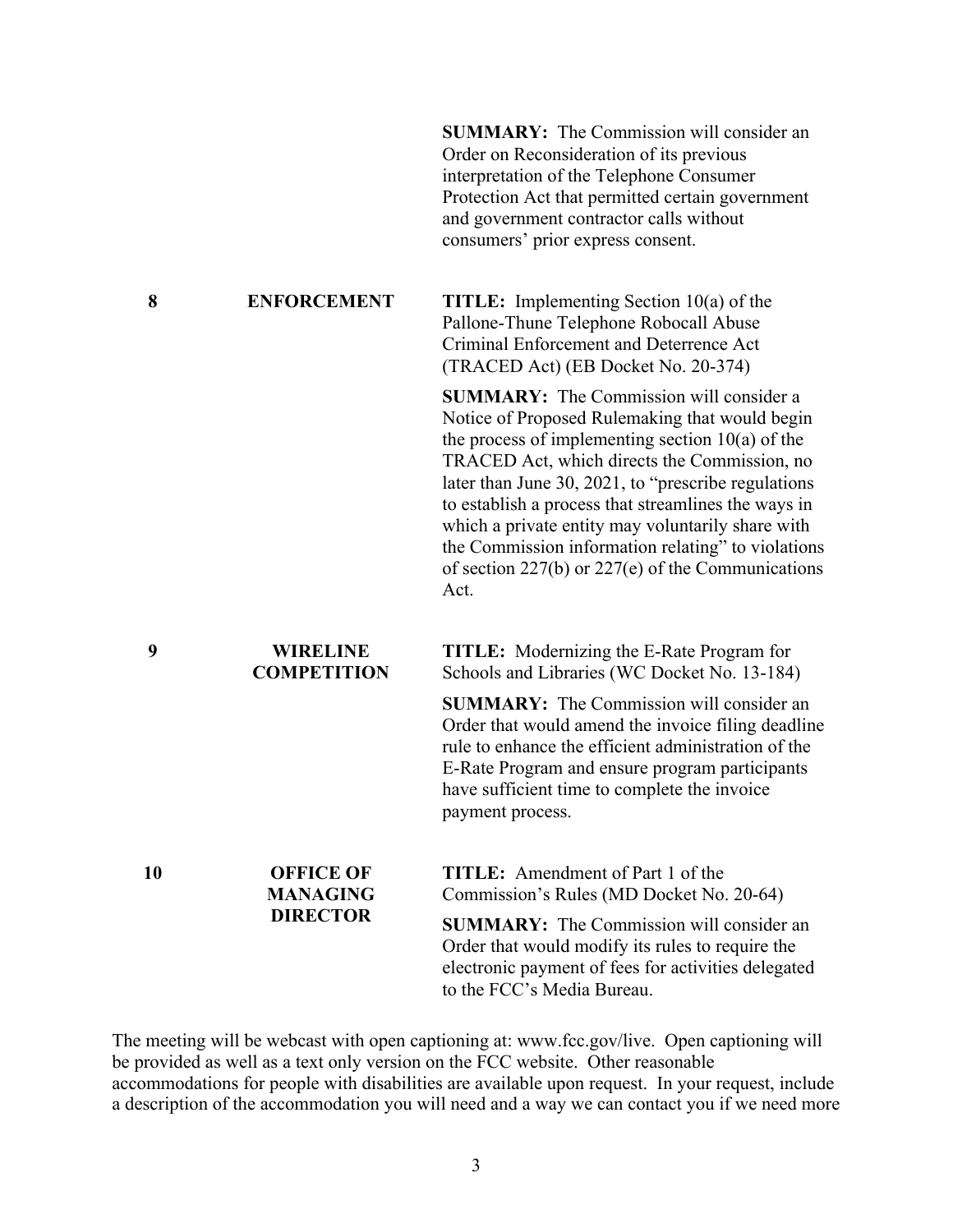|  |  | **SUMMARY:** The Commission will consider an Order on Reconsideration of its previous interpretation of the Telephone Consumer Protection Act that permitted certain government and government contractor calls without consumers' prior express consent. |
| --- | --- | --- |
| **8** | **ENFORCEMENT** | **TITLE:** Implementing Section 10(a) of the Pallone-Thune Telephone Robocall Abuse Criminal Enforcement and Deterrence Act (TRACED Act) (EB Docket No. 20-374)<br><br>**SUMMARY:** The Commission will consider a Notice of Proposed Rulemaking that would begin the process of implementing section 10(a) of the TRACED Act, which directs the Commission, no later than June 30, 2021, to "prescribe regulations to establish a process that streamlines the ways in which a private entity may voluntarily share with the Commission information relating" to violations of section 227(b) or 227(e) of the Communications Act. |
| **9** | **WIRELINE COMPETITION** | **TITLE:** Modernizing the E-Rate Program for Schools and Libraries (WC Docket No. 13-184)<br><br>**SUMMARY:** The Commission will consider an Order that would amend the invoice filing deadline rule to enhance the efficient administration of the E-Rate Program and ensure program participants have sufficient time to complete the invoice payment process. |
| **10** | **OFFICE OF MANAGING DIRECTOR** | **TITLE:** Amendment of Part 1 of the Commission's Rules (MD Docket No. 20-64)<br><br>**SUMMARY:** The Commission will consider an Order that would modify its rules to require the electronic payment of fees for activities delegated to the FCC's Media Bureau. |

The meeting will be webcast with open captioning at: www.fcc.gov/live. Open captioning will be provided as well as a text only version on the FCC website. Other reasonable accommodations for people with disabilities are available upon request. In your request, include a description of the accommodation you will need and a way we can contact you if we need more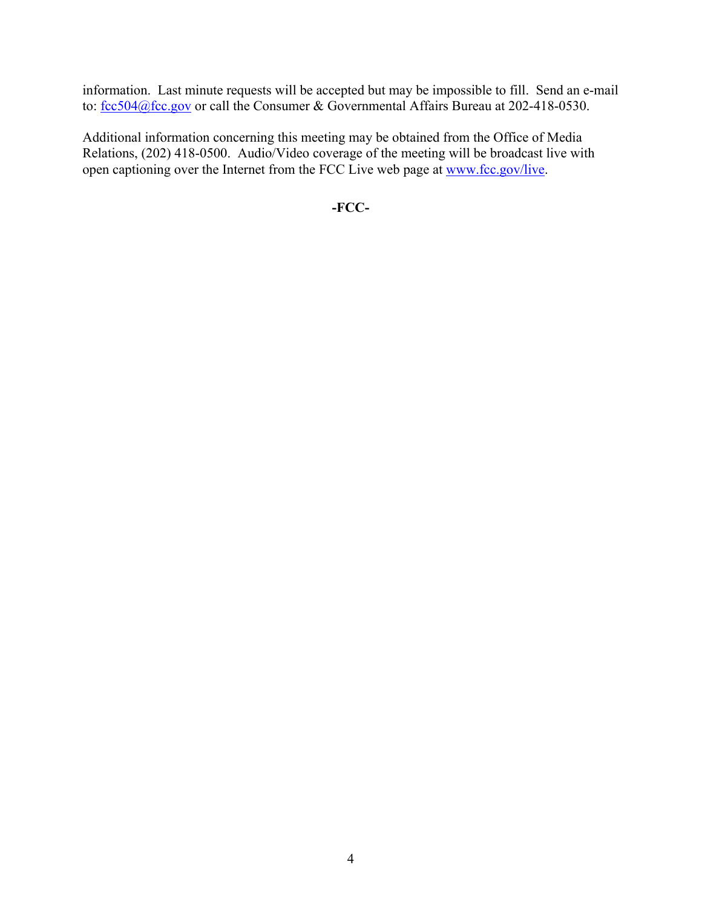information. Last minute requests will be accepted but may be impossible to fill. Send an e-mail to: fcc504@fcc.gov or call the Consumer & Governmental Affairs Bureau at 202-418-0530.

Additional information concerning this meeting may be obtained from the Office of Media Relations, (202) 418-0500. Audio/Video coverage of the meeting will be broadcast live with open captioning over the Internet from the FCC Live web page at www.fcc.gov/live.

**-FCC-**